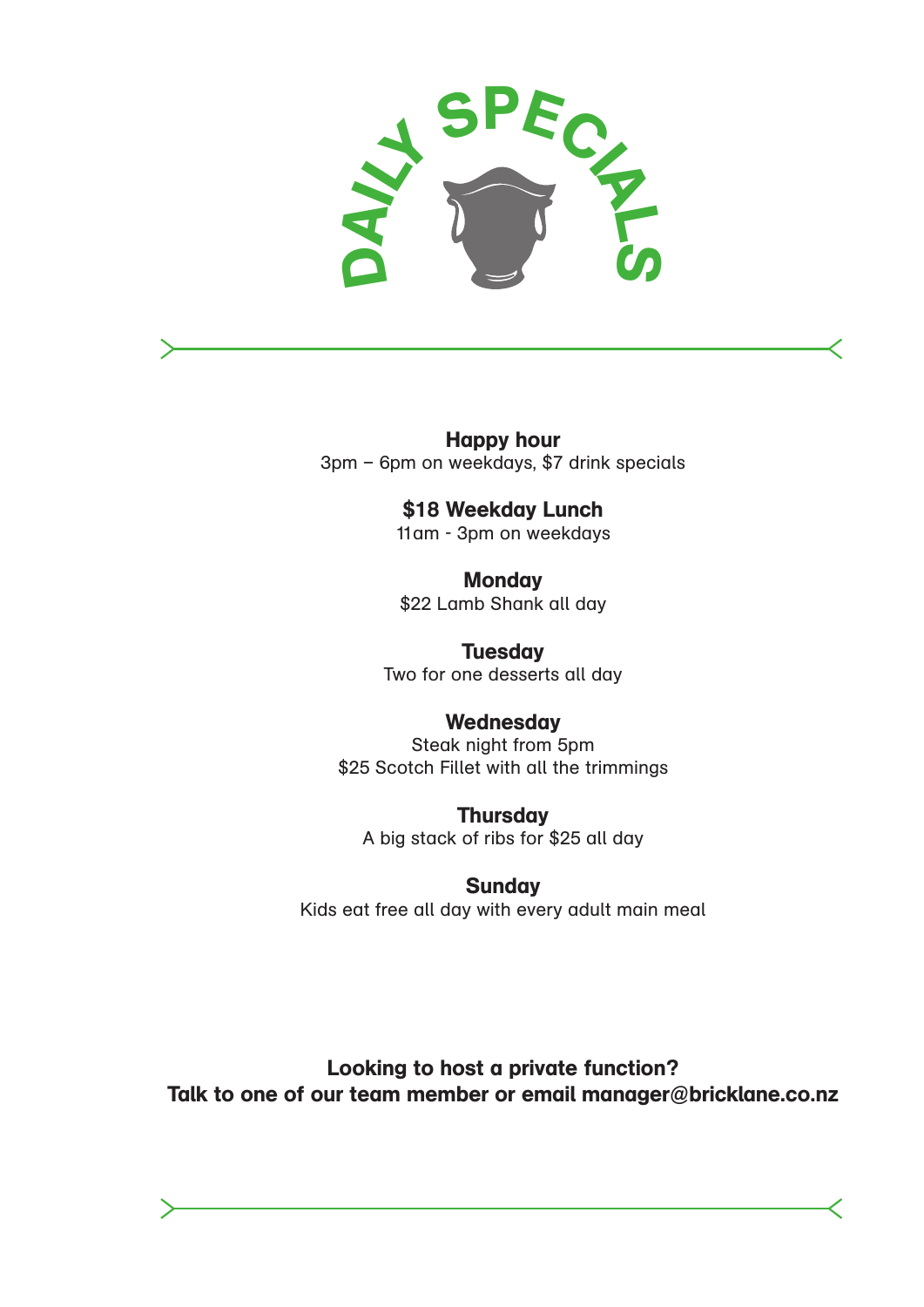# DAILY SPECIALS

**Happy hour**
3pm – 6pm on weekdays, $7 drink specials

**$18 Weekday Lunch**
11am - 3pm on weekdays

**Monday**
$22 Lamb Shank all day

**Tuesday**
Two for one desserts all day

**Wednesday**
Steak night from 5pm
$25 Scotch Fillet with all the trimmings

**Thursday**
A big stack of ribs for $25 all day

**Sunday**
Kids eat free all day with every adult main meal

**Looking to host a private function?**
**Talk to one of our team member or email manager@bricklane.co.nz**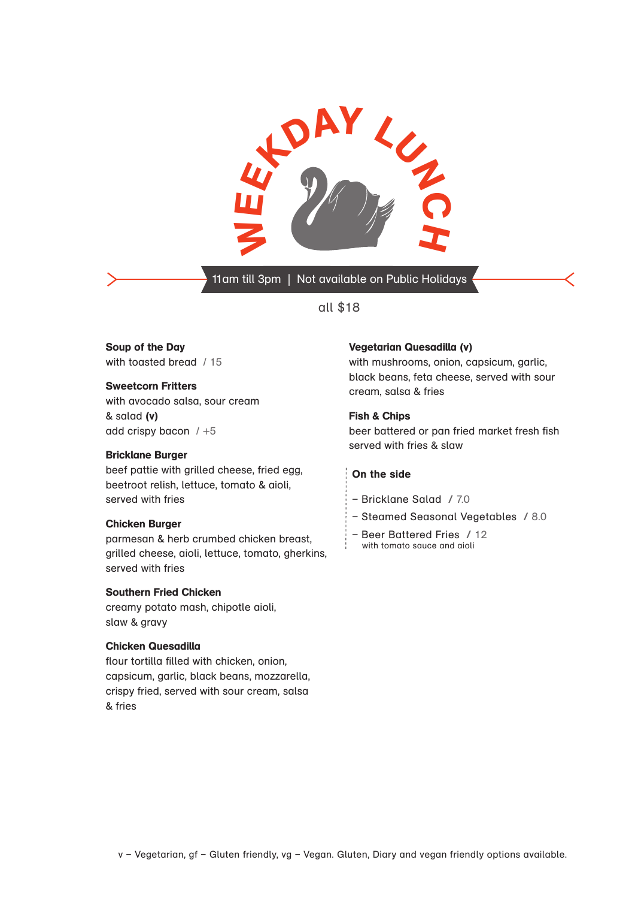# WEEKDAY LUNCH

11am till 3pm | Not available on Public Holidays

all $18

**Soup of the Day**
with toasted bread / 15

**Sweetcorn Fritters**
with avocado salsa, sour cream & salad **(v)**
add crispy bacon / +5

**Bricklane Burger**
beef pattie with grilled cheese, fried egg, beetroot relish, lettuce, tomato & aioli, served with fries

**Chicken Burger**
parmesan & herb crumbed chicken breast, grilled cheese, aioli, lettuce, tomato, gherkins, served with fries

**Southern Fried Chicken**
creamy potato mash, chipotle aioli, slaw & gravy

**Chicken Quesadilla**
flour tortilla filled with chicken, onion, capsicum, garlic, black beans, mozzarella, crispy fried, served with sour cream, salsa & fries

**Vegetarian Quesadilla (v)**
with mushrooms, onion, capsicum, garlic, black beans, feta cheese, served with sour cream, salsa & fries

**Fish & Chips**
beer battered or pan fried market fresh fish served with fries & slaw

**On the side**

- Bricklane Salad / 7.0
- Steamed Seasonal Vegetables / 8.0
- Beer Battered Fries / 12
  with tomato sauce and aioli

v – Vegetarian, gf – Gluten friendly, vg – Vegan. Gluten, Diary and vegan friendly options available.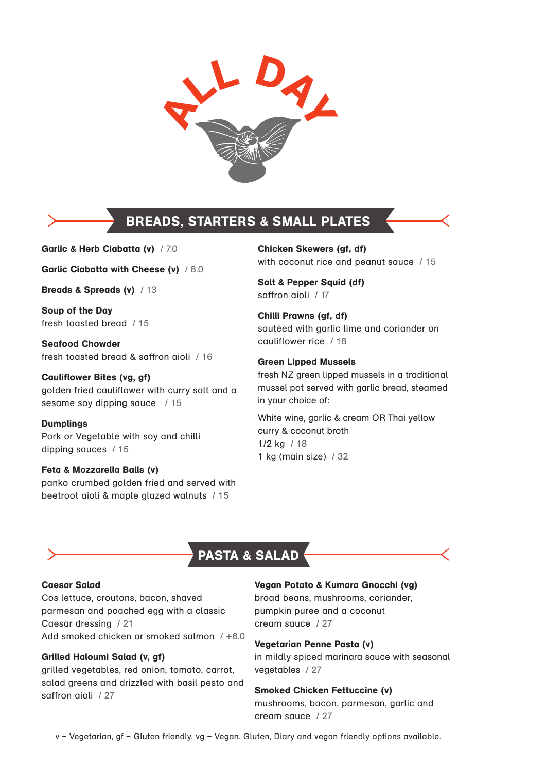# ALL DAY

## BREADS, STARTERS & SMALL PLATES

**Garlic & Herb Ciabatta (v)** / 7.0

**Garlic Ciabatta with Cheese (v)** / 8.0

**Breads & Spreads (v)** / 13

**Soup of the Day**
fresh toasted bread / 15

**Seafood Chowder**
fresh toasted bread & saffron aioli / 16

**Cauliflower Bites (vg, gf)**
golden fried cauliflower with curry salt and a sesame soy dipping sauce / 15

**Dumplings**
Pork or Vegetable with soy and chilli dipping sauces / 15

**Feta & Mozzarella Balls (v)**
panko crumbed golden fried and served with beetroot aioli & maple glazed walnuts / 15

**Chicken Skewers (gf, df)**
with coconut rice and peanut sauce / 15

**Salt & Pepper Squid (df)**
saffron aioli / 17

**Chilli Prawns (gf, df)**
sautéed with garlic lime and coriander on cauliflower rice / 18

**Green Lipped Mussels**
fresh NZ green lipped mussels in a traditional mussel pot served with garlic bread, steamed in your choice of:

White wine, garlic & cream OR Thai yellow curry & coconut broth
1/2 kg / 18
1 kg (main size) / 32

## PASTA & SALAD

**Caesar Salad**
Cos lettuce, croutons, bacon, shaved parmesan and poached egg with a classic Caesar dressing / 21
Add smoked chicken or smoked salmon / +6.0

**Grilled Haloumi Salad (v, gf)**
grilled vegetables, red onion, tomato, carrot, salad greens and drizzled with basil pesto and saffron aioli / 27

**Vegan Potato & Kumara Gnocchi (vg)**
broad beans, mushrooms, coriander, pumpkin puree and a coconut cream sauce / 27

**Vegetarian Penne Pasta (v)**
in mildly spiced marinara sauce with seasonal vegetables / 27

**Smoked Chicken Fettuccine (v)**
mushrooms, bacon, parmesan, garlic and cream sauce / 27

v – Vegetarian, gf – Gluten friendly, vg – Vegan. Gluten, Diary and vegan friendly options available.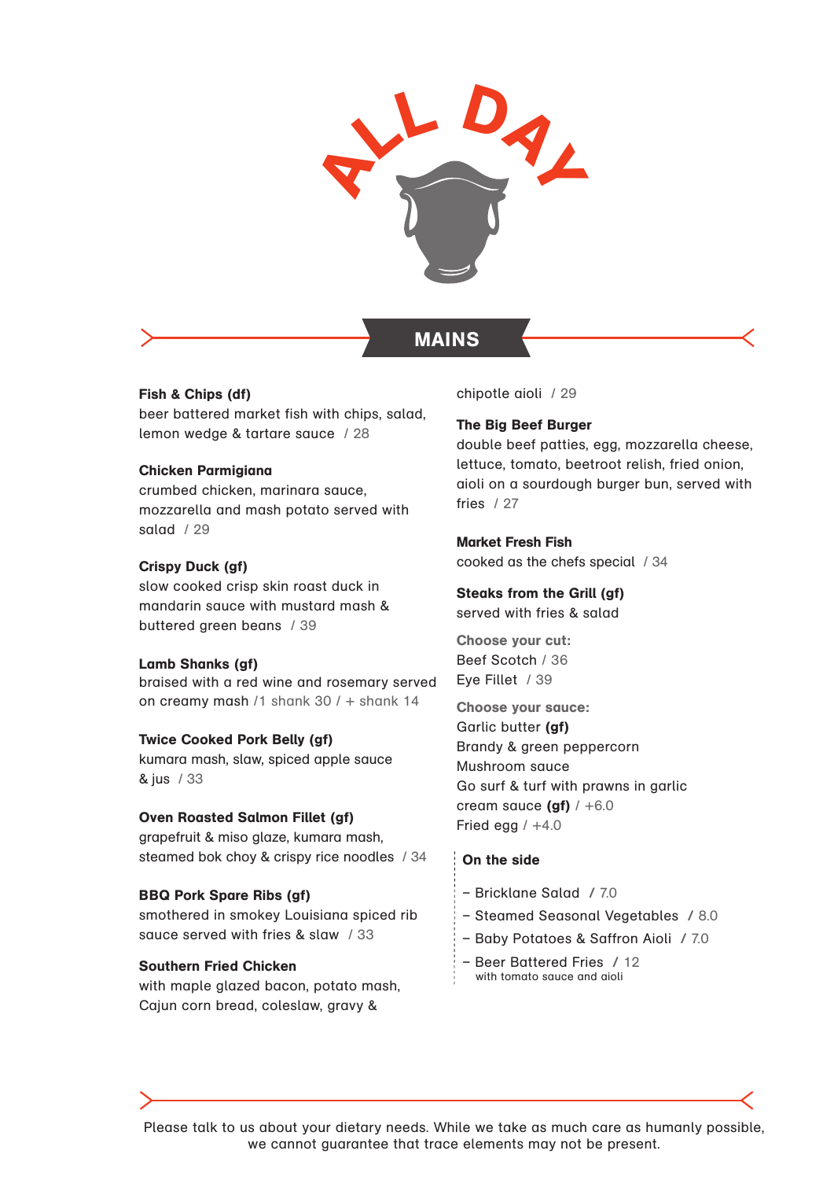# ALL DAY

## MAINS

**Fish & Chips (df)**
beer battered market fish with chips, salad, lemon wedge & tartare sauce / 28

**Chicken Parmigiana**
crumbed chicken, marinara sauce, mozzarella and mash potato served with salad / 29

**Crispy Duck (gf)**
slow cooked crisp skin roast duck in mandarin sauce with mustard mash & buttered green beans / 39

**Lamb Shanks (gf)**
braised with a red wine and rosemary served on creamy mash /1 shank 30 / + shank 14

**Twice Cooked Pork Belly (gf)**
kumara mash, slaw, spiced apple sauce & jus / 33

**Oven Roasted Salmon Fillet (gf)**
grapefruit & miso glaze, kumara mash, steamed bok choy & crispy rice noodles / 34

**BBQ Pork Spare Ribs (gf)**
smothered in smokey Louisiana spiced rib sauce served with fries & slaw / 33

**Southern Fried Chicken**
with maple glazed bacon, potato mash, Cajun corn bread, coleslaw, gravy & chipotle aioli / 29

**The Big Beef Burger**
double beef patties, egg, mozzarella cheese, lettuce, tomato, beetroot relish, fried onion, aioli on a sourdough burger bun, served with fries / 27

**Market Fresh Fish**
cooked as the chefs special / 34

**Steaks from the Grill (gf)**
served with fries & salad

**Choose your cut:**
Beef Scotch / 36
Eye Fillet / 39

**Choose your sauce:**
Garlic butter **(gf)**
Brandy & green peppercorn
Mushroom sauce
Go surf & turf with prawns in garlic cream sauce **(gf)** / +6.0
Fried egg / +4.0

**On the side**

- Bricklane Salad / 7.0
- Steamed Seasonal Vegetables / 8.0
- Baby Potatoes & Saffron Aioli / 7.0
- Beer Battered Fries / 12
  with tomato sauce and aioli

Please talk to us about your dietary needs. While we take as much care as humanly possible, we cannot guarantee that trace elements may not be present.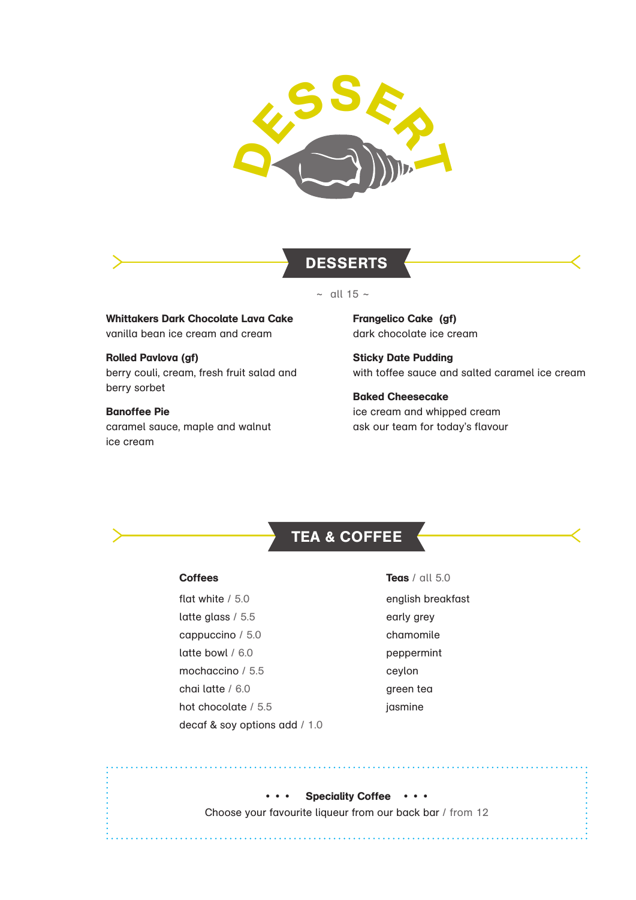# DESSERT

## DESSERTS

~ all 15 ~

**Whittakers Dark Chocolate Lava Cake**
vanilla bean ice cream and cream

**Rolled Pavlova (gf)**
berry couli, cream, fresh fruit salad and berry sorbet

**Banoffee Pie**
caramel sauce, maple and walnut ice cream

**Frangelico Cake (gf)**
dark chocolate ice cream

**Sticky Date Pudding**
with toffee sauce and salted caramel ice cream

**Baked Cheesecake**
ice cream and whipped cream
ask our team for today's flavour

## TEA & COFFEE

**Coffees**

flat white / 5.0
latte glass / 5.5
cappuccino / 5.0
latte bowl / 6.0
mochaccino / 5.5
chai latte / 6.0
hot chocolate / 5.5
decaf & soy options add / 1.0

**Teas** / all 5.0

english breakfast
early grey
chamomile
peppermint
ceylon
green tea
jasmine

• • • **Speciality Coffee** • • •
Choose your favourite liqueur from our back bar / from 12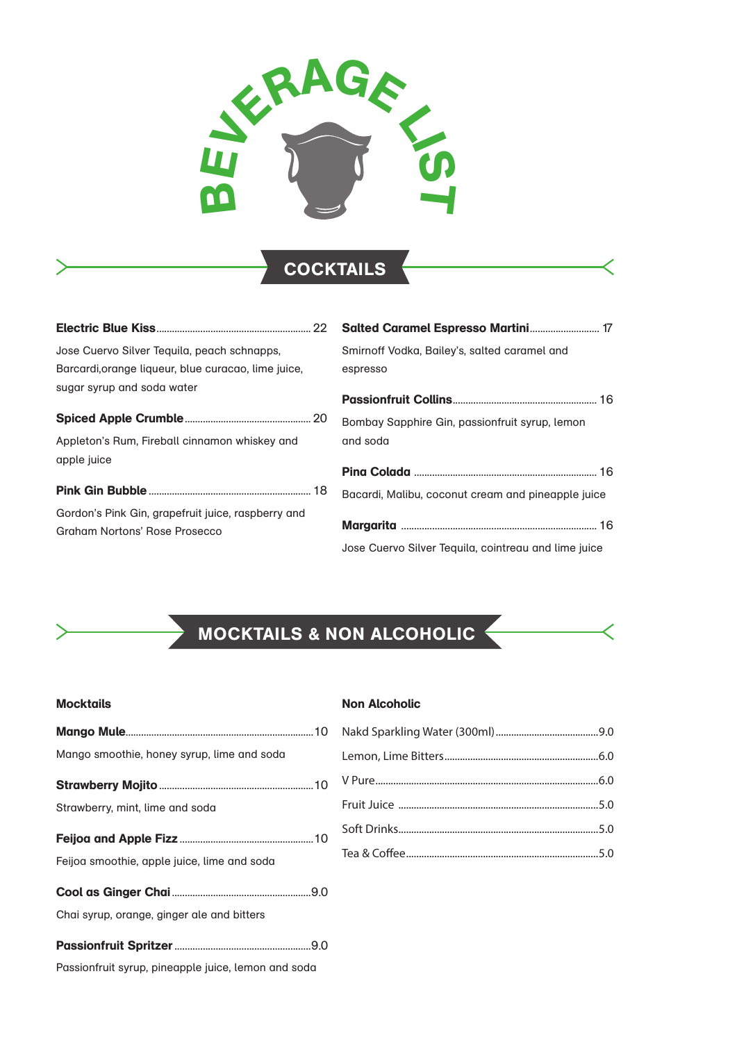# BEVERAGE LIST

## COCKTAILS

**Electric Blue Kiss** .......... 22

Jose Cuervo Silver Tequila, peach schnapps, Barcardi,orange liqueur, blue curacao, lime juice, sugar syrup and soda water

**Spiced Apple Crumble** .......... 20

Appleton's Rum, Fireball cinnamon whiskey and apple juice

**Pink Gin Bubble** .......... 18

Gordon's Pink Gin, grapefruit juice, raspberry and Graham Nortons' Rose Prosecco

**Salted Caramel Espresso Martini** .......... 17

Smirnoff Vodka, Bailey's, salted caramel and espresso

**Passionfruit Collins** .......... 16

Bombay Sapphire Gin, passionfruit syrup, lemon and soda

**Pina Colada** .......... 16

Bacardi, Malibu, coconut cream and pineapple juice

**Margarita** .......... 16

Jose Cuervo Silver Tequila, cointreau and lime juice

## MOCKTAILS & NON ALCOHOLIC

### Mocktails

**Mango Mule** .......... 10

Mango smoothie, honey syrup, lime and soda

**Strawberry Mojito** .......... 10

Strawberry, mint, lime and soda

**Feijoa and Apple Fizz** .......... 10

Feijoa smoothie, apple juice, lime and soda

**Cool as Ginger Chai** .......... 9.0

Chai syrup, orange, ginger ale and bitters

**Passionfruit Spritzer** .......... 9.0

Passionfruit syrup, pineapple juice, lemon and soda

### Non Alcoholic

Nakd Sparkling Water (300ml) .......... 9.0

Lemon, Lime Bitters .......... 6.0

V Pure .......... 6.0

Fruit Juice .......... 5.0

Soft Drinks .......... 5.0

Tea & Coffee .......... 5.0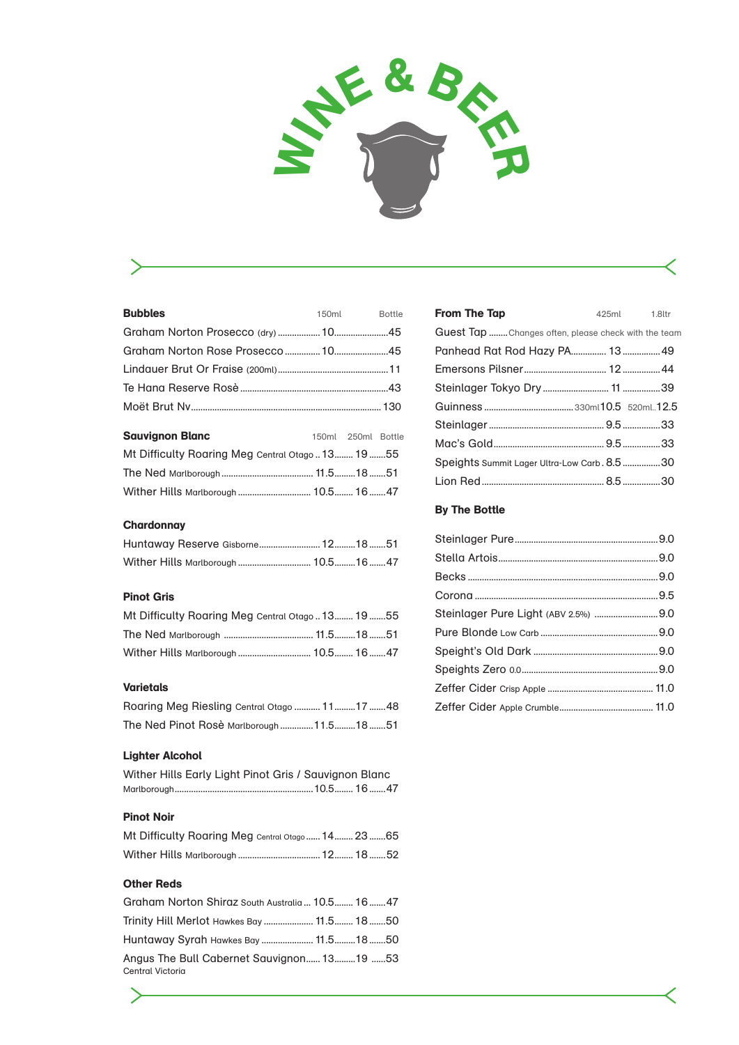# WINE & BEER

## Bubbles

| | 150ml | Bottle |
|---|---|---|
| Graham Norton Prosecco (dry) | 10 | 45 |
| Graham Norton Rose Prosecco | 10 | 45 |
| Lindauer Brut Or Fraise (200ml) | | 11 |
| Te Hana Reserve Rosè | | 43 |
| Moët Brut Nv | | 130 |

## Sauvignon Blanc

| | 150ml | 250ml | Bottle |
|---|---|---|---|
| Mt Difficulty Roaring Meg Central Otago | 13 | 19 | 55 |
| The Ned Marlborough | 11.5 | 18 | 51 |
| Wither Hills Marlborough | 10.5 | 16 | 47 |

## Chardonnay

| | 150ml | 250ml | Bottle |
|---|---|---|---|
| Huntaway Reserve Gisborne | 12 | 18 | 51 |
| Wither Hills Marlborough | 10.5 | 16 | 47 |

## Pinot Gris

| | 150ml | 250ml | Bottle |
|---|---|---|---|
| Mt Difficulty Roaring Meg Central Otago | 13 | 19 | 55 |
| The Ned Marlborough | 11.5 | 18 | 51 |
| Wither Hills Marlborough | 10.5 | 16 | 47 |

## Varietals

| | 150ml | 250ml | Bottle |
|---|---|---|---|
| Roaring Meg Riesling Central Otago | 11 | 17 | 48 |
| The Ned Pinot Rosè Marlborough | 11.5 | 18 | 51 |

## Lighter Alcohol

| | 150ml | 250ml | Bottle |
|---|---|---|---|
| Wither Hills Early Light Pinot Gris / Sauvignon Blanc Marlborough | 10.5 | 16 | 47 |

## Pinot Noir

| | 150ml | 250ml | Bottle |
|---|---|---|---|
| Mt Difficulty Roaring Meg Central Otago | 14 | 23 | 65 |
| Wither Hills Marlborough | 12 | 18 | 52 |

## Other Reds

| | 150ml | 250ml | Bottle |
|---|---|---|---|
| Graham Norton Shiraz South Australia | 10.5 | 16 | 47 |
| Trinity Hill Merlot Hawkes Bay | 11.5 | 18 | 50 |
| Huntaway Syrah Hawkes Bay | 11.5 | 18 | 50 |
| Angus The Bull Cabernet Sauvignon Central Victoria | 13 | 19 | 53 |

## From The Tap

| | 425ml | 1.8ltr |
|---|---|---|
| Guest Tap — Changes often, please check with the team | | |
| Panhead Rat Rod Hazy PA | 13 | 49 |
| Emersons Pilsner | 12 | 44 |
| Steinlager Tokyo Dry | 11 | 39 |
| Guinness | 330ml 10.5 | 520ml 12.5 |
| Steinlager | 9.5 | 33 |
| Mac's Gold | 9.5 | 33 |
| Speights Summit Lager Ultra-Low Carb | 8.5 | 30 |
| Lion Red | 8.5 | 30 |

## By The Bottle

| | |
|---|---|
| Steinlager Pure | 9.0 |
| Stella Artois | 9.0 |
| Becks | 9.0 |
| Corona | 9.5 |
| Steinlager Pure Light (ABV 2.5%) | 9.0 |
| Pure Blonde Low Carb | 9.0 |
| Speight's Old Dark | 9.0 |
| Speights Zero 0.0 | 9.0 |
| Zeffer Cider Crisp Apple | 11.0 |
| Zeffer Cider Apple Crumble | 11.0 |